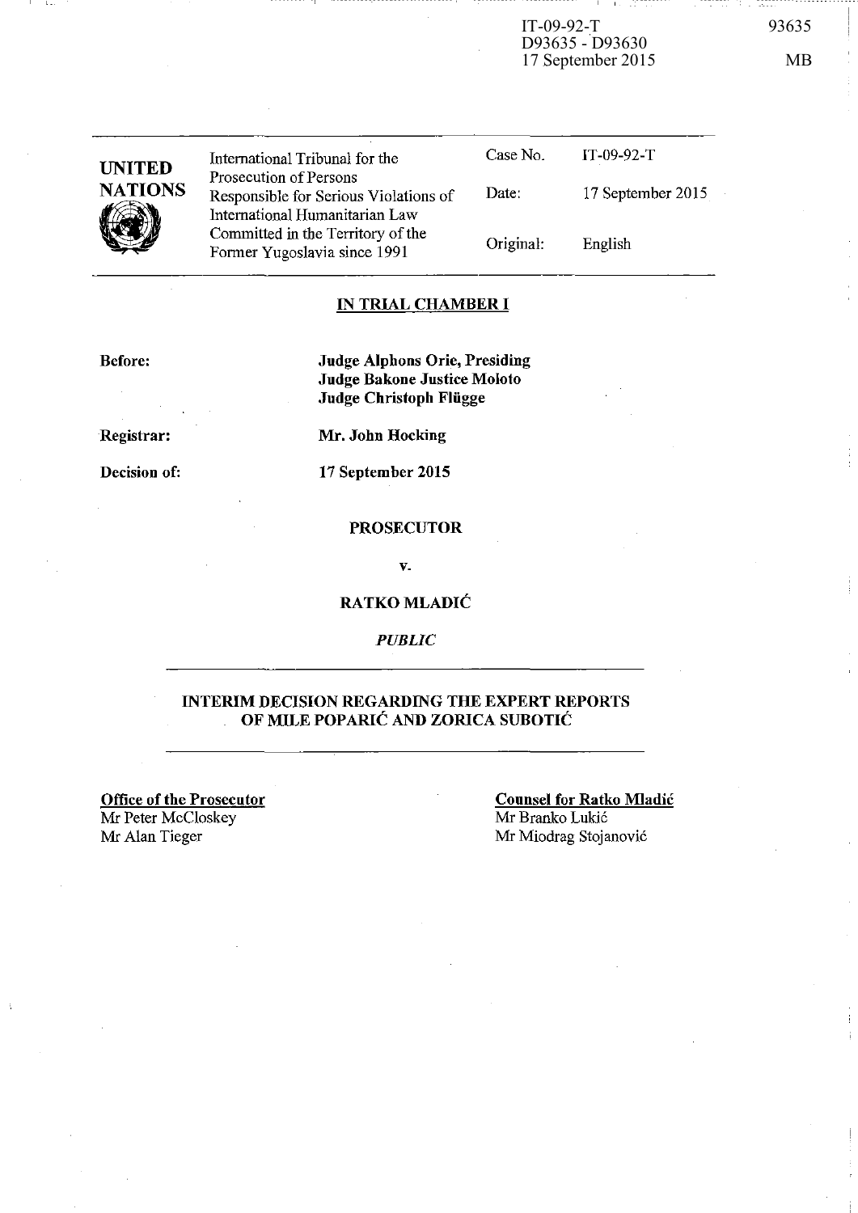IT-09-92-T
D93635 - D93630
17 September 2015

93635

MB

| UNITED NATIONS | International Tribunal for the Prosecution of Persons Responsible for Serious Violations of International Humanitarian Law Committed in the Territory of the Former Yugoslavia since 1991 | Case No. | IT-09-92-T |
|---|---|---|---|
| | | Date: | 17 September 2015 |
| | | Original: | English |

**IN TRIAL CHAMBER I**

**Before:** **Judge Alphons Orie, Presiding**
**Judge Bakone Justice Moloto**
**Judge Christoph Flügge**

**Registrar:** **Mr. John Hocking**

**Decision of:** **17 September 2015**

**PROSECUTOR**

**v.**

**RATKO MLADIĆ**

*PUBLIC*

**INTERIM DECISION REGARDING THE EXPERT REPORTS OF MILE POPARIĆ AND ZORICA SUBOTIĆ**

**Office of the Prosecutor**
Mr Peter McCloskey
Mr Alan Tieger

**Counsel for Ratko Mladić**
Mr Branko Lukić
Mr Miodrag Stojanović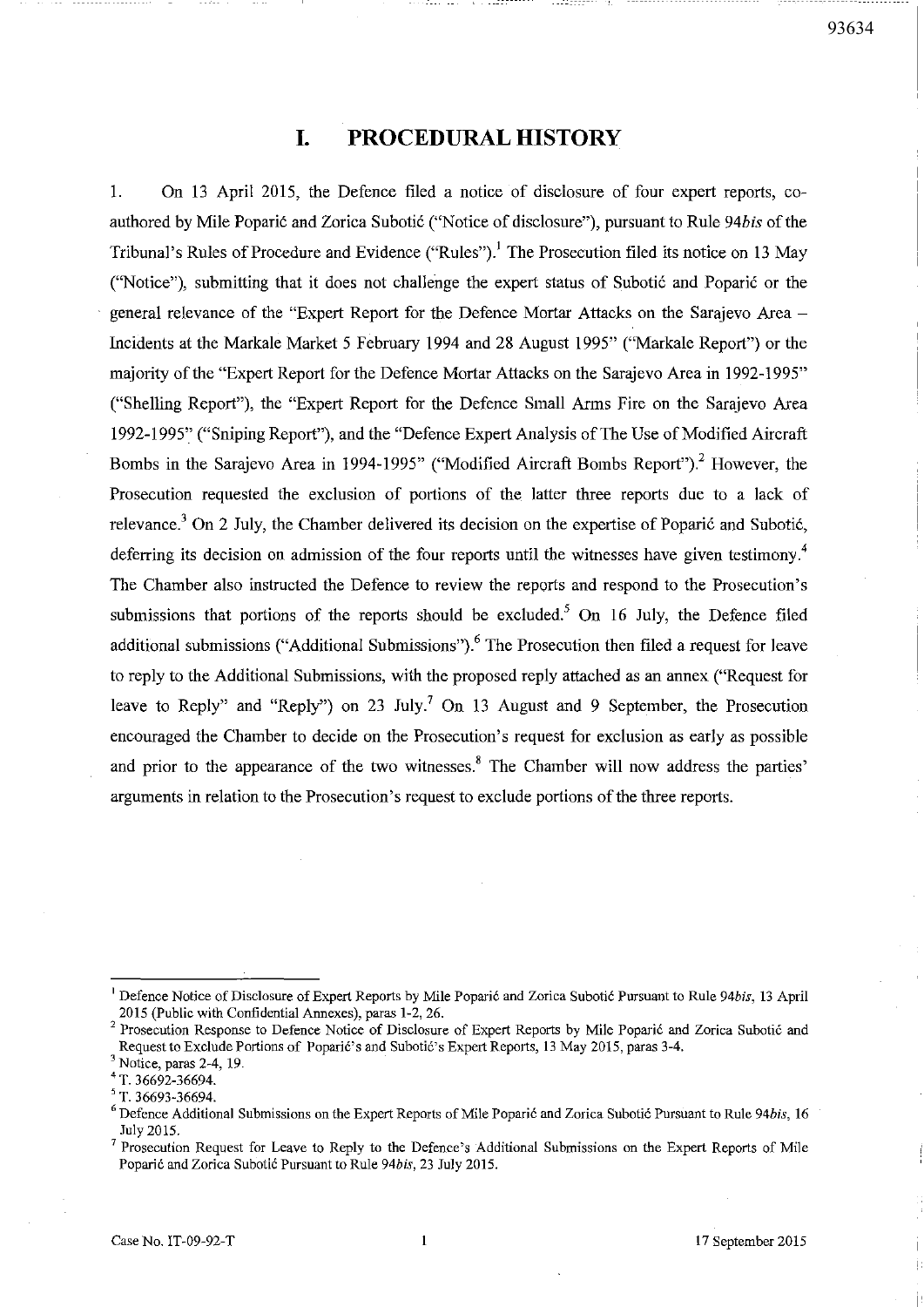# I. PROCEDURAL HISTORY

1. On 13 April 2015, the Defence filed a notice of disclosure of four expert reports, co-authored by Mile Poparić and Zorica Subotić ("Notice of disclosure"), pursuant to Rule 94*bis* of the Tribunal's Rules of Procedure and Evidence ("Rules").[1] The Prosecution filed its notice on 13 May ("Notice"), submitting that it does not challenge the expert status of Subotić and Poparić or the general relevance of the "Expert Report for the Defence Mortar Attacks on the Sarajevo Area – Incidents at the Markale Market 5 February 1994 and 28 August 1995" ("Markale Report") or the majority of the "Expert Report for the Defence Mortar Attacks on the Sarajevo Area in 1992-1995" ("Shelling Report"), the "Expert Report for the Defence Small Arms Fire on the Sarajevo Area 1992-1995" ("Sniping Report"), and the "Defence Expert Analysis of The Use of Modified Aircraft Bombs in the Sarajevo Area in 1994-1995" ("Modified Aircraft Bombs Report").[2] However, the Prosecution requested the exclusion of portions of the latter three reports due to a lack of relevance.[3] On 2 July, the Chamber delivered its decision on the expertise of Poparić and Subotić, deferring its decision on admission of the four reports until the witnesses have given testimony.[4] The Chamber also instructed the Defence to review the reports and respond to the Prosecution's submissions that portions of the reports should be excluded.[5] On 16 July, the Defence filed additional submissions ("Additional Submissions").[6] The Prosecution then filed a request for leave to reply to the Additional Submissions, with the proposed reply attached as an annex ("Request for leave to Reply" and "Reply") on 23 July.[7] On 13 August and 9 September, the Prosecution encouraged the Chamber to decide on the Prosecution's request for exclusion as early as possible and prior to the appearance of the two witnesses.[8] The Chamber will now address the parties' arguments in relation to the Prosecution's request to exclude portions of the three reports.

---

[1] Defence Notice of Disclosure of Expert Reports by Mile Poparić and Zorica Subotić Pursuant to Rule 94*bis*, 13 April 2015 (Public with Confidential Annexes), paras 1-2, 26.

[2] Prosecution Response to Defence Notice of Disclosure of Expert Reports by Mile Poparić and Zorica Subotić and Request to Exclude Portions of Poparić's and Subotić's Expert Reports, 13 May 2015, paras 3-4.

[3] Notice, paras 2-4, 19.

[4] T. 36692-36694.

[5] T. 36693-36694.

[6] Defence Additional Submissions on the Expert Reports of Mile Poparić and Zorica Subotić Pursuant to Rule 94*bis*, 16 July 2015.

[7] Prosecution Request for Leave to Reply to the Defence's Additional Submissions on the Expert Reports of Mile Poparić and Zorica Subotić Pursuant to Rule 94*bis*, 23 July 2015.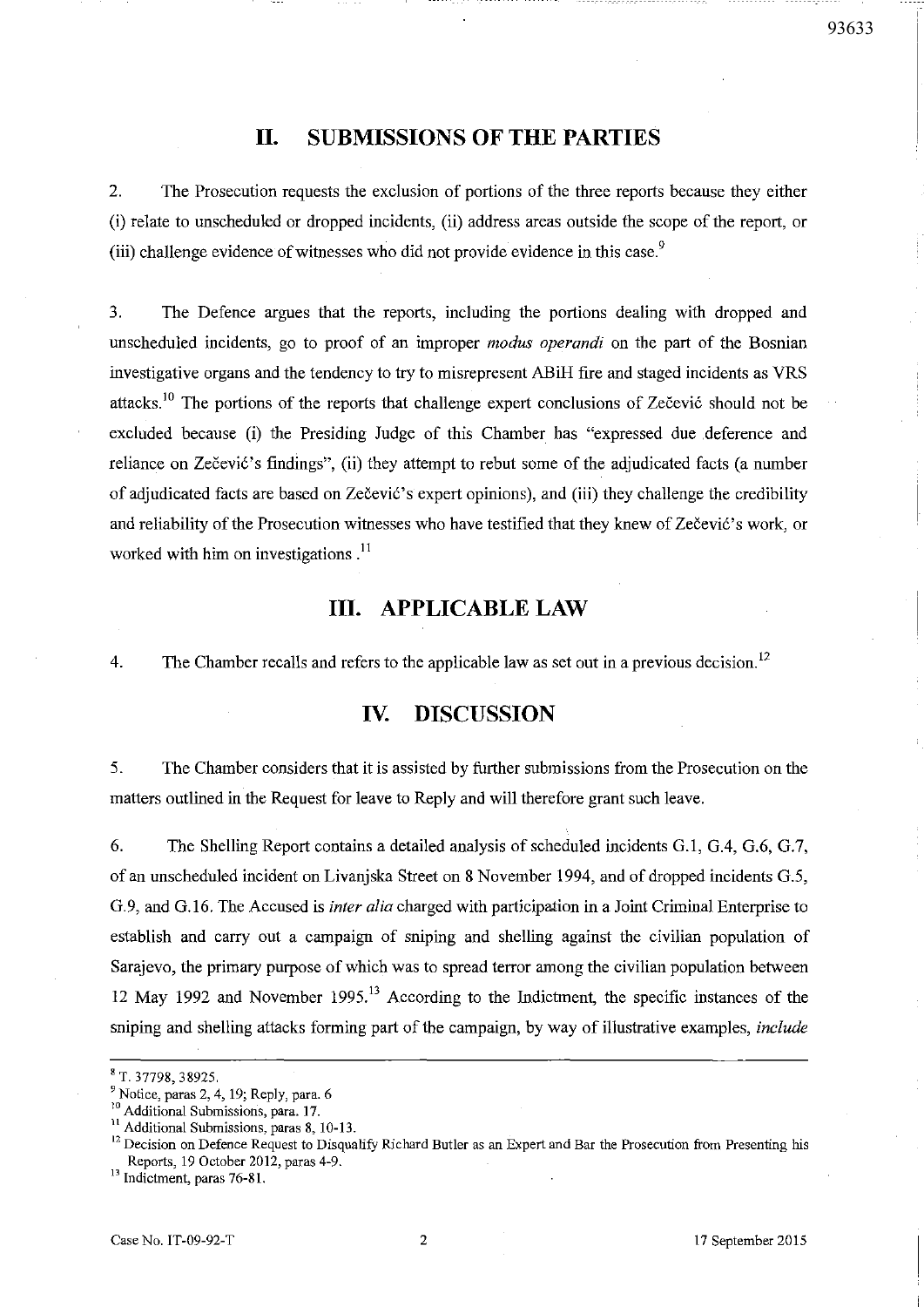## II. SUBMISSIONS OF THE PARTIES

2. The Prosecution requests the exclusion of portions of the three reports because they either (i) relate to unscheduled or dropped incidents, (ii) address areas outside the scope of the report, or (iii) challenge evidence of witnesses who did not provide evidence in this case.[9]

3. The Defence argues that the reports, including the portions dealing with dropped and unscheduled incidents, go to proof of an improper *modus operandi* on the part of the Bosnian investigative organs and the tendency to try to misrepresent ABiH fire and staged incidents as VRS attacks.[10] The portions of the reports that challenge expert conclusions of Zečević should not be excluded because (i) the Presiding Judge of this Chamber has "expressed due deference and reliance on Zečević's findings", (ii) they attempt to rebut some of the adjudicated facts (a number of adjudicated facts are based on Zečević's expert opinions), and (iii) they challenge the credibility and reliability of the Prosecution witnesses who have testified that they knew of Zečević's work, or worked with him on investigations.[11]

## III. APPLICABLE LAW

4. The Chamber recalls and refers to the applicable law as set out in a previous decision.[12]

## IV. DISCUSSION

5. The Chamber considers that it is assisted by further submissions from the Prosecution on the matters outlined in the Request for leave to Reply and will therefore grant such leave.

6. The Shelling Report contains a detailed analysis of scheduled incidents G.1, G.4, G.6, G.7, of an unscheduled incident on Livanjska Street on 8 November 1994, and of dropped incidents G.5, G.9, and G.16. The Accused is *inter alia* charged with participation in a Joint Criminal Enterprise to establish and carry out a campaign of sniping and shelling against the civilian population of Sarajevo, the primary purpose of which was to spread terror among the civilian population between 12 May 1992 and November 1995.[13] According to the Indictment, the specific instances of the sniping and shelling attacks forming part of the campaign, by way of illustrative examples, *include*

---

[8] T. 37798, 38925.

[9] Notice, paras 2, 4, 19; Reply, para. 6

[10] Additional Submissions, para. 17.

[11] Additional Submissions, paras 8, 10-13.

[12] Decision on Defence Request to Disqualify Richard Butler as an Expert and Bar the Prosecution from Presenting his Reports, 19 October 2012, paras 4-9.

[13] Indictment, paras 76-81.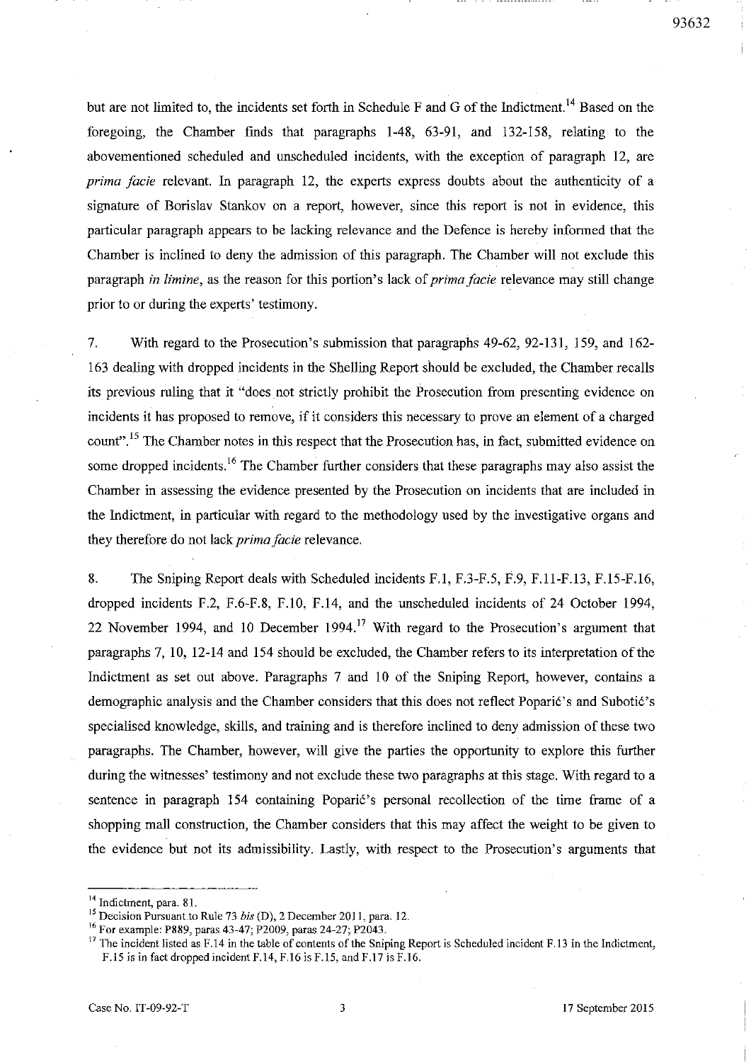but are not limited to, the incidents set forth in Schedule F and G of the Indictment.[14] Based on the foregoing, the Chamber finds that paragraphs 1-48, 63-91, and 132-158, relating to the abovementioned scheduled and unscheduled incidents, with the exception of paragraph 12, are *prima facie* relevant. In paragraph 12, the experts express doubts about the authenticity of a signature of Borislav Stankov on a report, however, since this report is not in evidence, this particular paragraph appears to be lacking relevance and the Defence is hereby informed that the Chamber is inclined to deny the admission of this paragraph. The Chamber will not exclude this paragraph *in limine*, as the reason for this portion's lack of *prima facie* relevance may still change prior to or during the experts' testimony.

7. With regard to the Prosecution's submission that paragraphs 49-62, 92-131, 159, and 162-163 dealing with dropped incidents in the Shelling Report should be excluded, the Chamber recalls its previous ruling that it "does not strictly prohibit the Prosecution from presenting evidence on incidents it has proposed to remove, if it considers this necessary to prove an element of a charged count".[15] The Chamber notes in this respect that the Prosecution has, in fact, submitted evidence on some dropped incidents.[16] The Chamber further considers that these paragraphs may also assist the Chamber in assessing the evidence presented by the Prosecution on incidents that are included in the Indictment, in particular with regard to the methodology used by the investigative organs and they therefore do not lack *prima facie* relevance.

8. The Sniping Report deals with Scheduled incidents F.1, F.3-F.5, F.9, F.11-F.13, F.15-F.16, dropped incidents F.2, F.6-F.8, F.10, F.14, and the unscheduled incidents of 24 October 1994, 22 November 1994, and 10 December 1994.[17] With regard to the Prosecution's argument that paragraphs 7, 10, 12-14 and 154 should be excluded, the Chamber refers to its interpretation of the Indictment as set out above. Paragraphs 7 and 10 of the Sniping Report, however, contains a demographic analysis and the Chamber considers that this does not reflect Poparić's and Subotić's specialised knowledge, skills, and training and is therefore inclined to deny admission of these two paragraphs. The Chamber, however, will give the parties the opportunity to explore this further during the witnesses' testimony and not exclude these two paragraphs at this stage. With regard to a sentence in paragraph 154 containing Poparić's personal recollection of the time frame of a shopping mall construction, the Chamber considers that this may affect the weight to be given to the evidence but not its admissibility. Lastly, with respect to the Prosecution's arguments that

---

[14] Indictment, para. 81.

[15] Decision Pursuant to Rule 73 *bis* (D), 2 December 2011, para. 12.

[16] For example: P889, paras 43-47; P2009, paras 24-27; P2043.

[17] The incident listed as F.14 in the table of contents of the Sniping Report is Scheduled incident F.13 in the Indictment, F.15 is in fact dropped incident F.14, F.16 is F.15, and F.17 is F.16.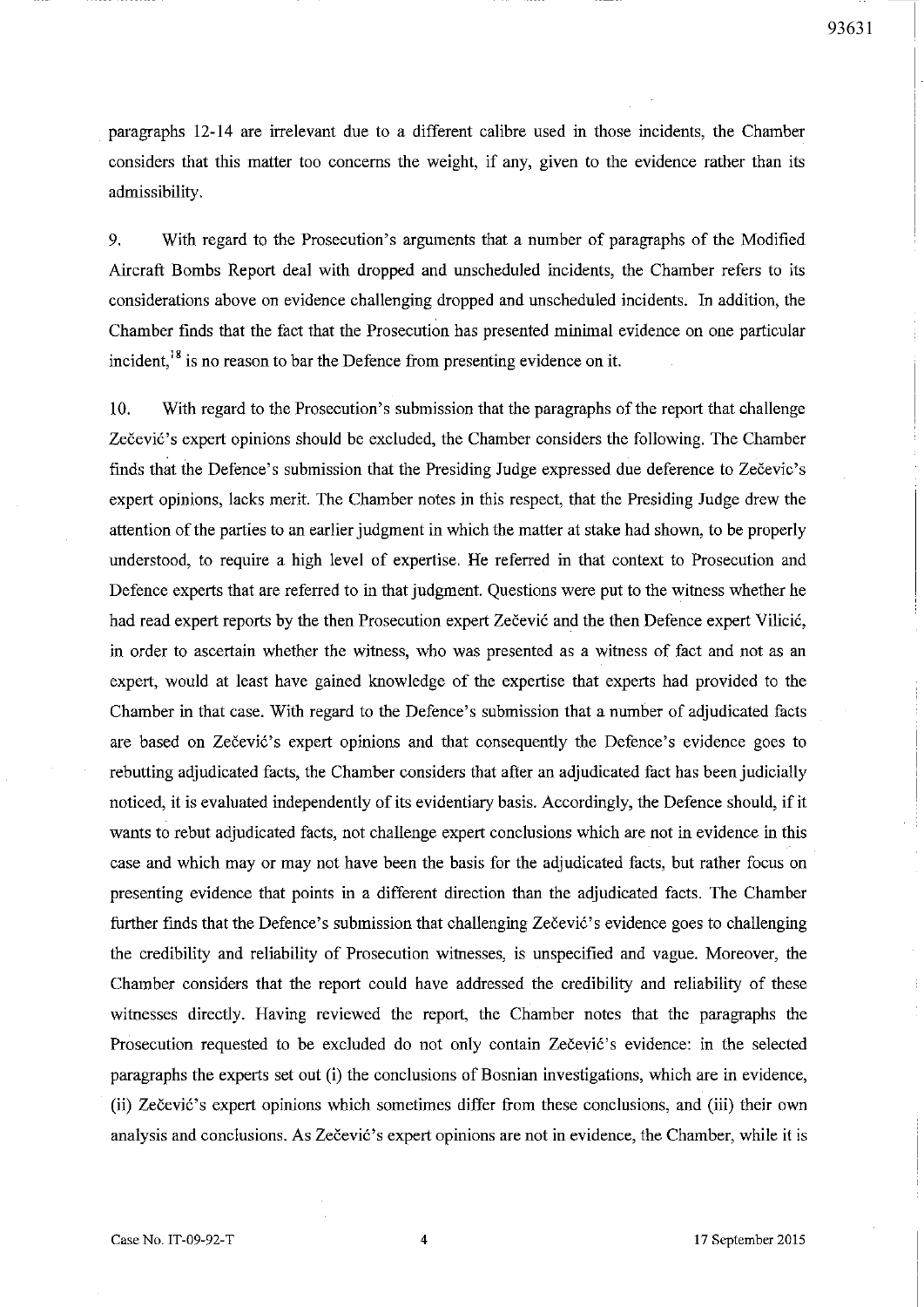paragraphs 12-14 are irrelevant due to a different calibre used in those incidents, the Chamber considers that this matter too concerns the weight, if any, given to the evidence rather than its admissibility.

9. With regard to the Prosecution's arguments that a number of paragraphs of the Modified Aircraft Bombs Report deal with dropped and unscheduled incidents, the Chamber refers to its considerations above on evidence challenging dropped and unscheduled incidents. In addition, the Chamber finds that the fact that the Prosecution has presented minimal evidence on one particular incident,[18] is no reason to bar the Defence from presenting evidence on it.

10. With regard to the Prosecution's submission that the paragraphs of the report that challenge Zečević's expert opinions should be excluded, the Chamber considers the following. The Chamber finds that the Defence's submission that the Presiding Judge expressed due deference to Zečevic's expert opinions, lacks merit. The Chamber notes in this respect, that the Presiding Judge drew the attention of the parties to an earlier judgment in which the matter at stake had shown, to be properly understood, to require a high level of expertise. He referred in that context to Prosecution and Defence experts that are referred to in that judgment. Questions were put to the witness whether he had read expert reports by the then Prosecution expert Zečević and the then Defence expert Vilicić, in order to ascertain whether the witness, who was presented as a witness of fact and not as an expert, would at least have gained knowledge of the expertise that experts had provided to the Chamber in that case. With regard to the Defence's submission that a number of adjudicated facts are based on Zečević's expert opinions and that consequently the Defence's evidence goes to rebutting adjudicated facts, the Chamber considers that after an adjudicated fact has been judicially noticed, it is evaluated independently of its evidentiary basis. Accordingly, the Defence should, if it wants to rebut adjudicated facts, not challenge expert conclusions which are not in evidence in this case and which may or may not have been the basis for the adjudicated facts, but rather focus on presenting evidence that points in a different direction than the adjudicated facts. The Chamber further finds that the Defence's submission that challenging Zečević's evidence goes to challenging the credibility and reliability of Prosecution witnesses, is unspecified and vague. Moreover, the Chamber considers that the report could have addressed the credibility and reliability of these witnesses directly. Having reviewed the report, the Chamber notes that the paragraphs the Prosecution requested to be excluded do not only contain Zečević's evidence: in the selected paragraphs the experts set out (i) the conclusions of Bosnian investigations, which are in evidence, (ii) Zečević's expert opinions which sometimes differ from these conclusions, and (iii) their own analysis and conclusions. As Zečević's expert opinions are not in evidence, the Chamber, while it is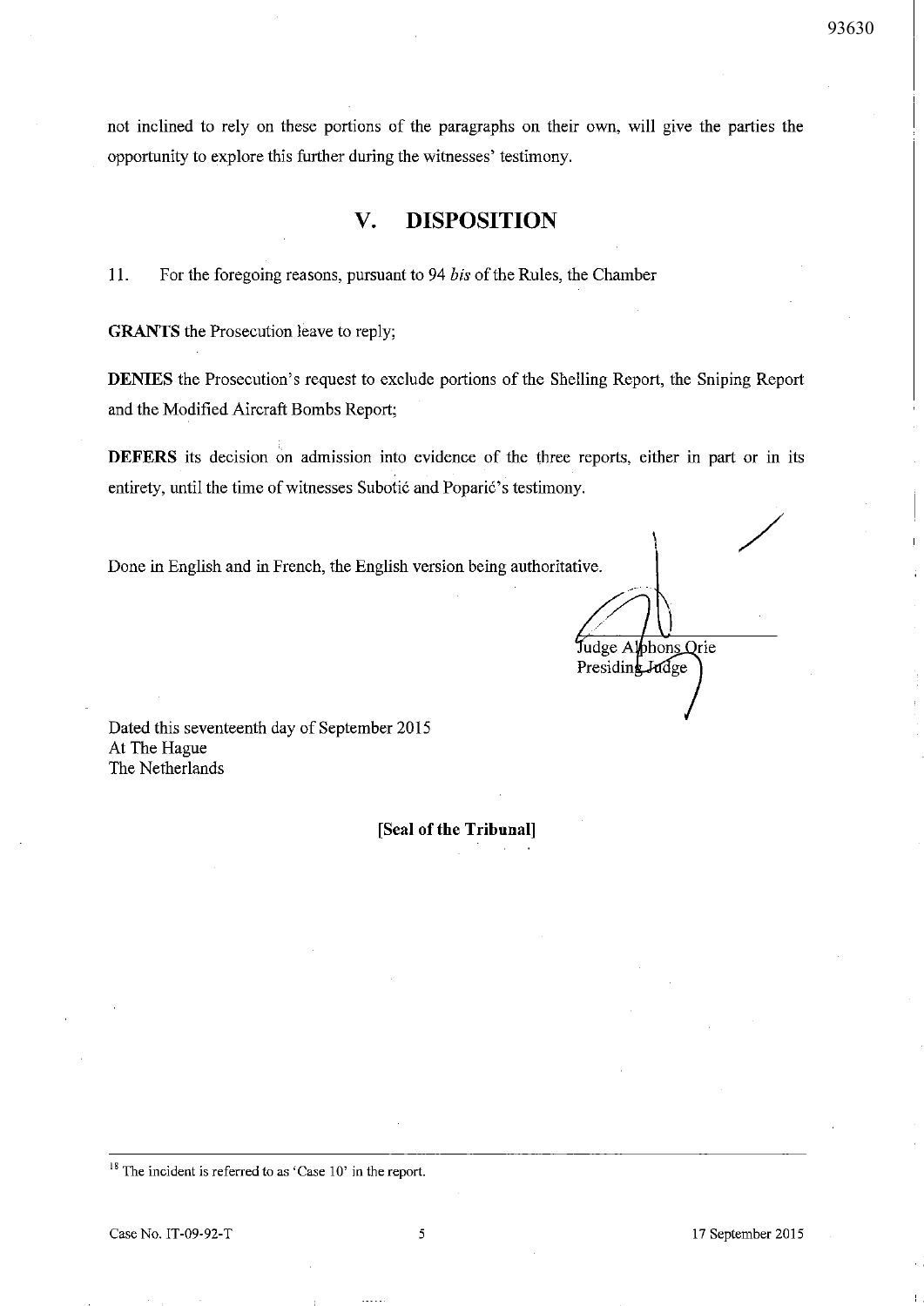not inclined to rely on these portions of the paragraphs on their own, will give the parties the opportunity to explore this further during the witnesses' testimony.

## V. DISPOSITION

11. For the foregoing reasons, pursuant to 94 *bis* of the Rules, the Chamber

**GRANTS** the Prosecution leave to reply;

**DENIES** the Prosecution's request to exclude portions of the Shelling Report, the Sniping Report and the Modified Aircraft Bombs Report;

**DEFERS** its decision on admission into evidence of the three reports, either in part or in its entirety, until the time of witnesses Subotić and Poparić's testimony.

Done in English and in French, the English version being authoritative.

Judge Alphons Orie
Presiding Judge

Dated this seventeenth day of September 2015
At The Hague
The Netherlands

**[Seal of the Tribunal]**

---

[18] The incident is referred to as 'Case 10' in the report.